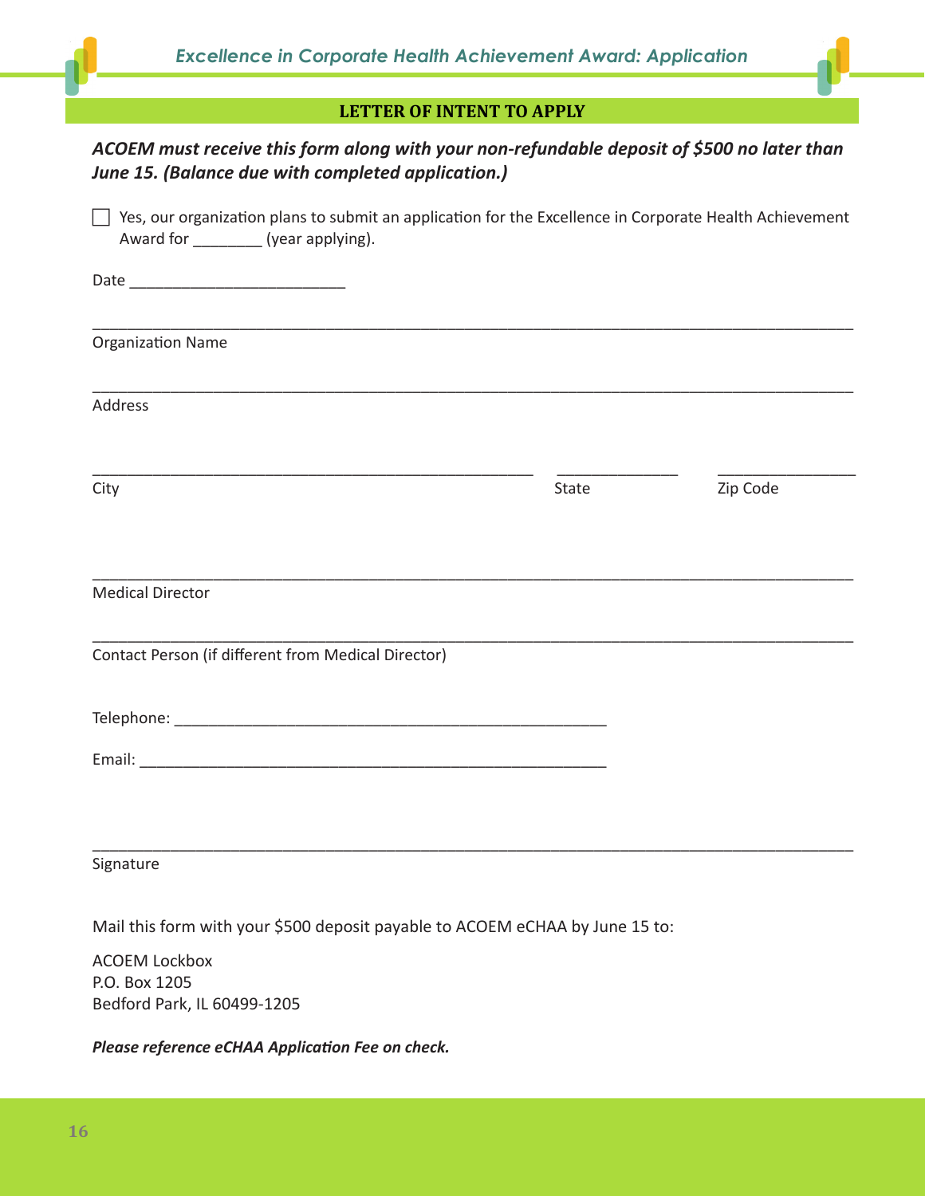## LETTER OF INTENT TO APPLY

***ACOEM must receive this form along with your non-refundable deposit of $500 no later than June 15. (Balance due with completed application.)***

☐ Yes, our organization plans to submit an application for the Excellence in Corporate Health Achievement Award for ________ (year applying).

Date _________________________

_______________________________________________________________________________
Organization Name

_______________________________________________________________________________
Address

___________________________________________________ _____________ _______________
City State Zip Code

_______________________________________________________________________________
Medical Director

_______________________________________________________________________________
Contact Person (if different from Medical Director)

Telephone: __________________________________________________

Email: _____________________________________________________

_______________________________________________________________________________
Signature

Mail this form with your $500 deposit payable to ACOEM eCHAA by June 15 to:

ACOEM Lockbox
P.O. Box 1205
Bedford Park, IL 60499-1205

***Please reference eCHAA Application Fee on check.***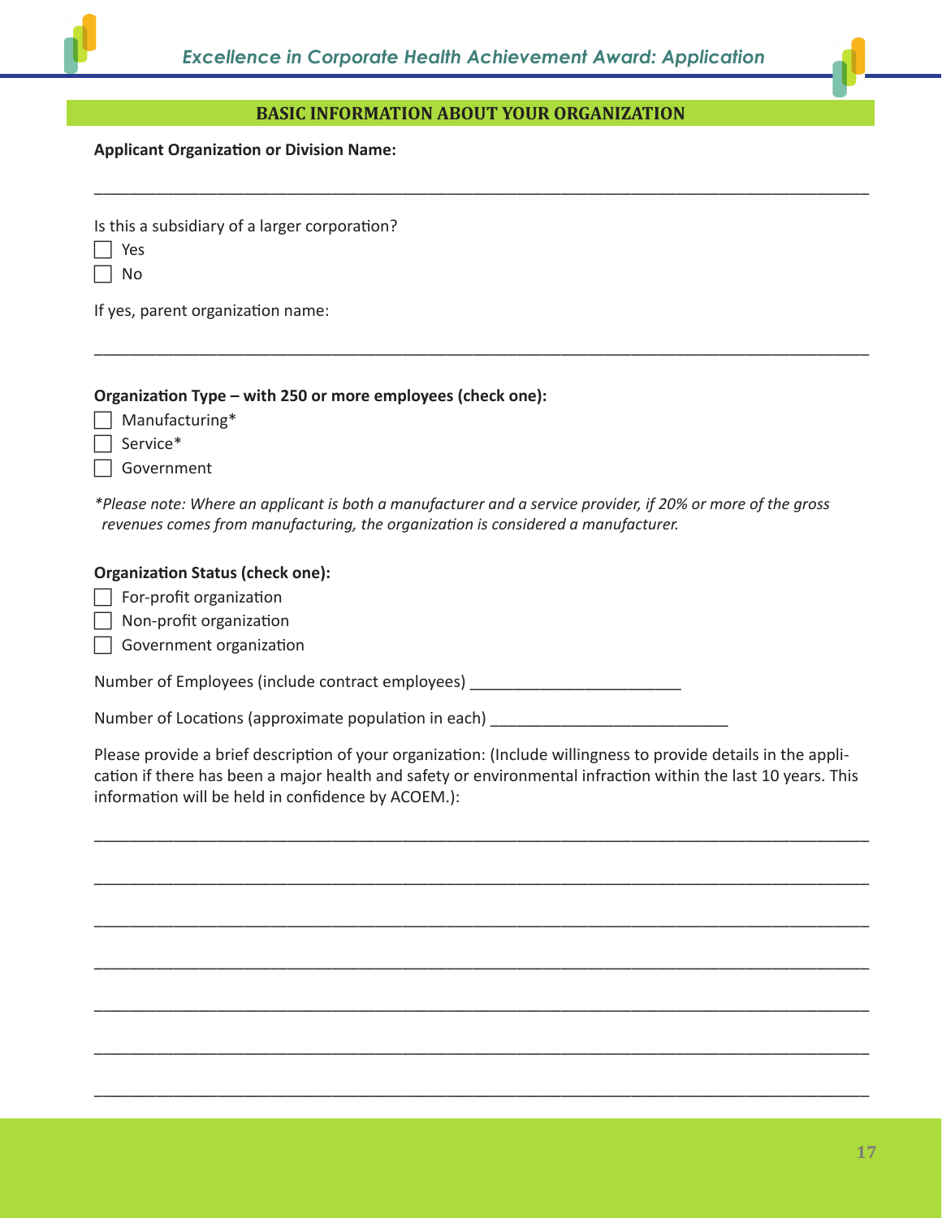## BASIC INFORMATION ABOUT YOUR ORGANIZATION

**Applicant Organization or Division Name:**

_______________________________________________________________________________

Is this a subsidiary of a larger corporation?

☐ Yes

☐ No

If yes, parent organization name:

_______________________________________________________________________________

**Organization Type – with 250 or more employees (check one):**

☐ Manufacturing*

☐ Service*

☐ Government

*\*Please note: Where an applicant is both a manufacturer and a service provider, if 20% or more of the gross revenues comes from manufacturing, the organization is considered a manufacturer.*

**Organization Status (check one):**

☐ For-profit organization

☐ Non-profit organization

☐ Government organization

Number of Employees (include contract employees) ________________________

Number of Locations (approximate population in each) ___________________________

Please provide a brief description of your organization: (Include willingness to provide details in the application if there has been a major health and safety or environmental infraction within the last 10 years. This information will be held in confidence by ACOEM.):

_______________________________________________________________________________

_______________________________________________________________________________

_______________________________________________________________________________

_______________________________________________________________________________

_______________________________________________________________________________

_______________________________________________________________________________

_______________________________________________________________________________